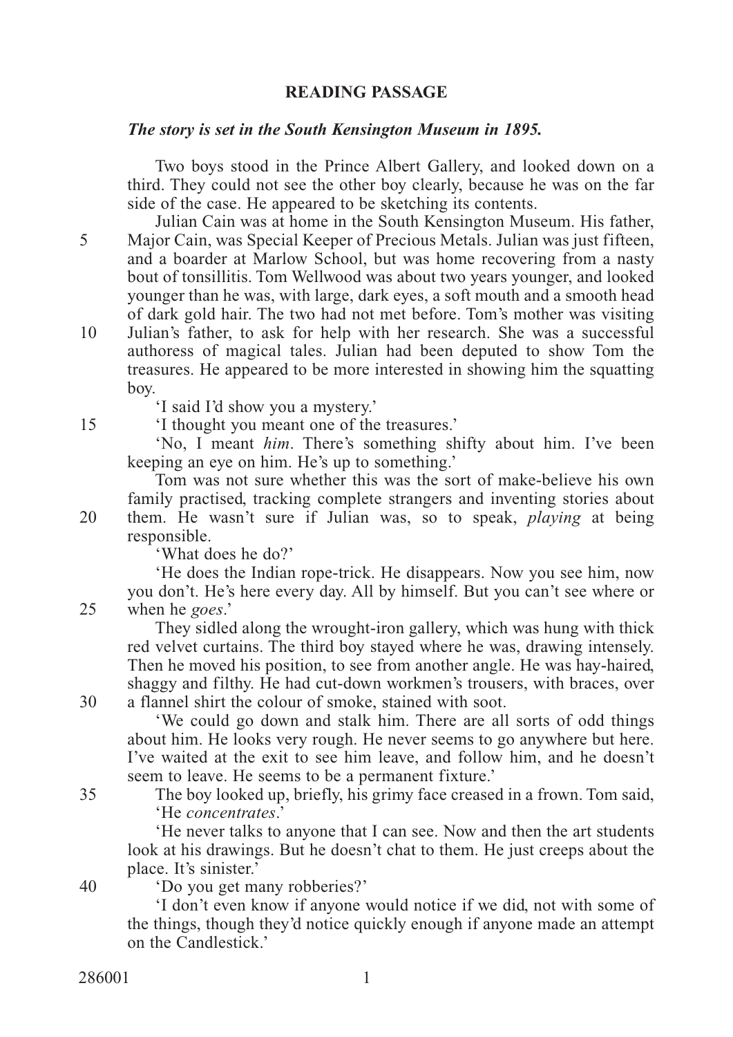**READING PASSAGE**

***The story is set in the South Kensington Museum in 1895.***

Two boys stood in the Prince Albert Gallery, and looked down on a third. They could not see the other boy clearly, because he was on the far side of the case. He appeared to be sketching its contents.

Julian Cain was at home in the South Kensington Museum. His father, Major Cain, was Special Keeper of Precious Metals. Julian was just fifteen, and a boarder at Marlow School, but was home recovering from a nasty bout of tonsillitis. Tom Wellwood was about two years younger, and looked younger than he was, with large, dark eyes, a soft mouth and a smooth head of dark gold hair. The two had not met before. Tom's mother was visiting Julian's father, to ask for help with her research. She was a successful authoress of magical tales. Julian had been deputed to show Tom the treasures. He appeared to be more interested in showing him the squatting boy.

'I said I'd show you a mystery.'

'I thought you meant one of the treasures.'

'No, I meant *him*. There's something shifty about him. I've been keeping an eye on him. He's up to something.'

Tom was not sure whether this was the sort of make-believe his own family practised, tracking complete strangers and inventing stories about them. He wasn't sure if Julian was, so to speak, *playing* at being responsible.

'What does he do?'

'He does the Indian rope-trick. He disappears. Now you see him, now you don't. He's here every day. All by himself. But you can't see where or when he *goes*.'

They sidled along the wrought-iron gallery, which was hung with thick red velvet curtains. The third boy stayed where he was, drawing intensely. Then he moved his position, to see from another angle. He was hay-haired, shaggy and filthy. He had cut-down workmen's trousers, with braces, over a flannel shirt the colour of smoke, stained with soot.

'We could go down and stalk him. There are all sorts of odd things about him. He looks very rough. He never seems to go anywhere but here. I've waited at the exit to see him leave, and follow him, and he doesn't seem to leave. He seems to be a permanent fixture.'

The boy looked up, briefly, his grimy face creased in a frown. Tom said, 'He *concentrates*.'

'He never talks to anyone that I can see. Now and then the art students look at his drawings. But he doesn't chat to them. He just creeps about the place. It's sinister.'

'Do you get many robberies?'

'I don't even know if anyone would notice if we did, not with some of the things, though they'd notice quickly enough if anyone made an attempt on the Candlestick.'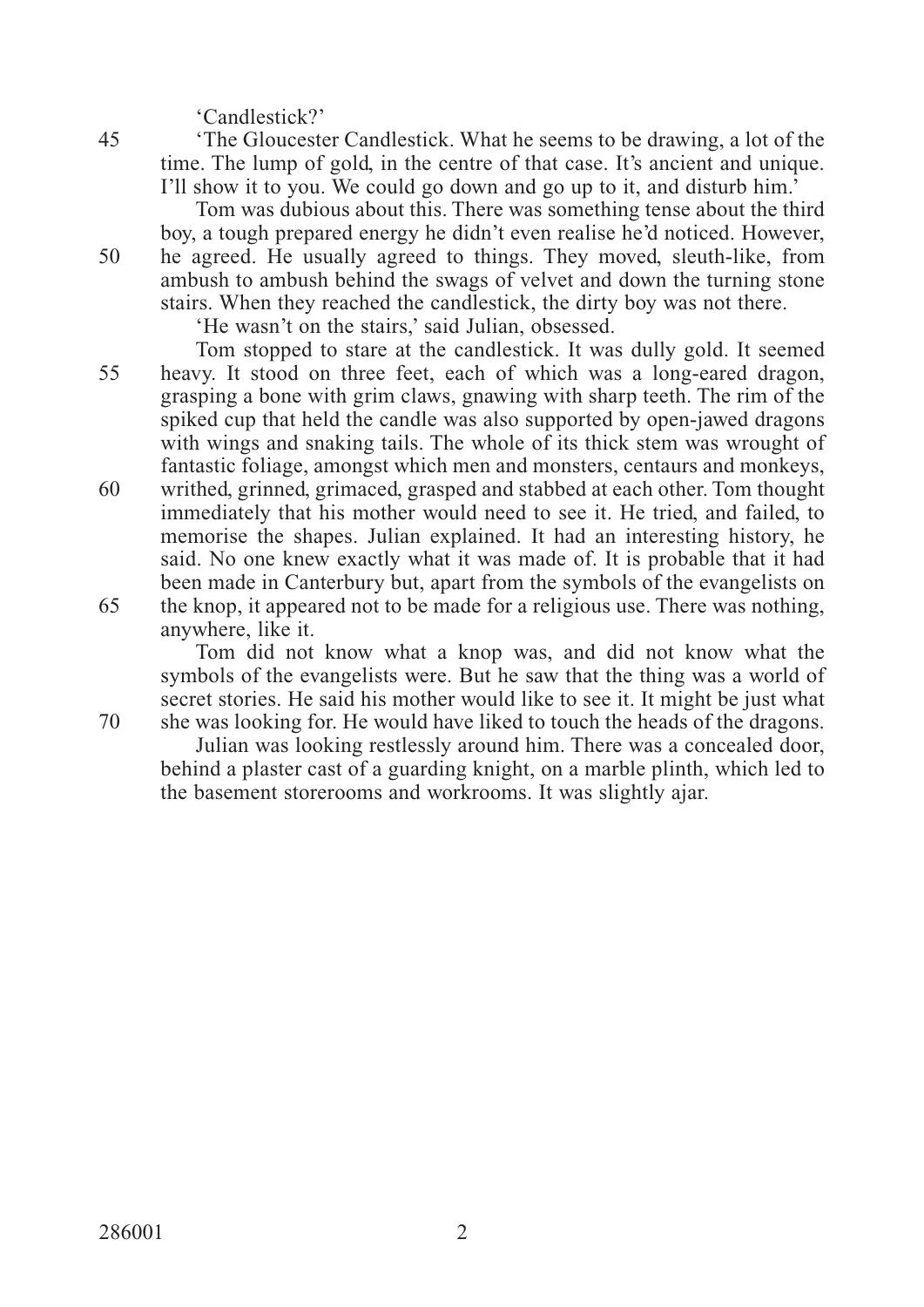'Candlestick?'

'The Gloucester Candlestick. What he seems to be drawing, a lot of the time. The lump of gold, in the centre of that case. It's ancient and unique. I'll show it to you. We could go down and go up to it, and disturb him.'

Tom was dubious about this. There was something tense about the third boy, a tough prepared energy he didn't even realise he'd noticed. However, he agreed. He usually agreed to things. They moved, sleuth-like, from ambush to ambush behind the swags of velvet and down the turning stone stairs. When they reached the candlestick, the dirty boy was not there.

'He wasn't on the stairs,' said Julian, obsessed.

Tom stopped to stare at the candlestick. It was dully gold. It seemed heavy. It stood on three feet, each of which was a long-eared dragon, grasping a bone with grim claws, gnawing with sharp teeth. The rim of the spiked cup that held the candle was also supported by open-jawed dragons with wings and snaking tails. The whole of its thick stem was wrought of fantastic foliage, amongst which men and monsters, centaurs and monkeys, writhed, grinned, grimaced, grasped and stabbed at each other. Tom thought immediately that his mother would need to see it. He tried, and failed, to memorise the shapes. Julian explained. It had an interesting history, he said. No one knew exactly what it was made of. It is probable that it had been made in Canterbury but, apart from the symbols of the evangelists on the knop, it appeared not to be made for a religious use. There was nothing, anywhere, like it.

Tom did not know what a knop was, and did not know what the symbols of the evangelists were. But he saw that the thing was a world of secret stories. He said his mother would like to see it. It might be just what she was looking for. He would have liked to touch the heads of the dragons.

Julian was looking restlessly around him. There was a concealed door, behind a plaster cast of a guarding knight, on a marble plinth, which led to the basement storerooms and workrooms. It was slightly ajar.